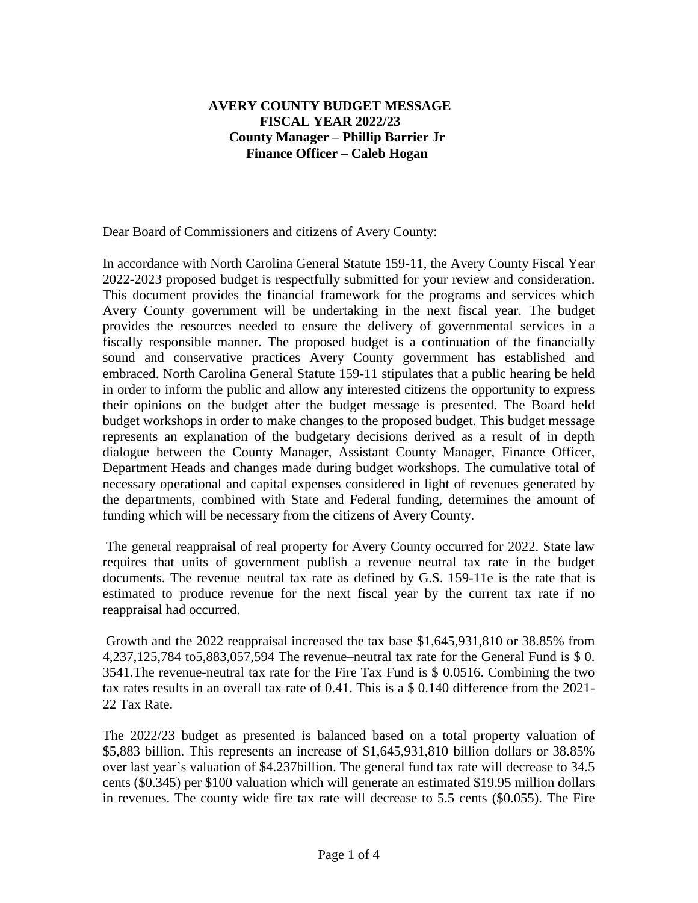**AVERY COUNTY BUDGET MESSAGE**
**FISCAL YEAR 2022/23**
**County Manager – Phillip Barrier Jr**
**Finance Officer – Caleb Hogan**

Dear Board of Commissioners and citizens of Avery County:

In accordance with North Carolina General Statute 159-11, the Avery County Fiscal Year 2022-2023 proposed budget is respectfully submitted for your review and consideration. This document provides the financial framework for the programs and services which Avery County government will be undertaking in the next fiscal year. The budget provides the resources needed to ensure the delivery of governmental services in a fiscally responsible manner. The proposed budget is a continuation of the financially sound and conservative practices Avery County government has established and embraced. North Carolina General Statute 159-11 stipulates that a public hearing be held in order to inform the public and allow any interested citizens the opportunity to express their opinions on the budget after the budget message is presented. The Board held budget workshops in order to make changes to the proposed budget. This budget message represents an explanation of the budgetary decisions derived as a result of in depth dialogue between the County Manager, Assistant County Manager, Finance Officer, Department Heads and changes made during budget workshops. The cumulative total of necessary operational and capital expenses considered in light of revenues generated by the departments, combined with State and Federal funding, determines the amount of funding which will be necessary from the citizens of Avery County.

The general reappraisal of real property for Avery County occurred for 2022. State law requires that units of government publish a revenue–neutral tax rate in the budget documents. The revenue–neutral tax rate as defined by G.S. 159-11e is the rate that is estimated to produce revenue for the next fiscal year by the current tax rate if no reappraisal had occurred.

Growth and the 2022 reappraisal increased the tax base $1,645,931,810 or 38.85% from 4,237,125,784 to5,883,057,594 The revenue–neutral tax rate for the General Fund is $ 0. 3541.The revenue-neutral tax rate for the Fire Tax Fund is $ 0.0516. Combining the two tax rates results in an overall tax rate of 0.41. This is a $ 0.140 difference from the 2021-22 Tax Rate.

The 2022/23 budget as presented is balanced based on a total property valuation of $5,883 billion. This represents an increase of $1,645,931,810 billion dollars or 38.85% over last year's valuation of $4.237billion. The general fund tax rate will decrease to 34.5 cents ($0.345) per $100 valuation which will generate an estimated $19.95 million dollars in revenues. The county wide fire tax rate will decrease to 5.5 cents ($0.055). The Fire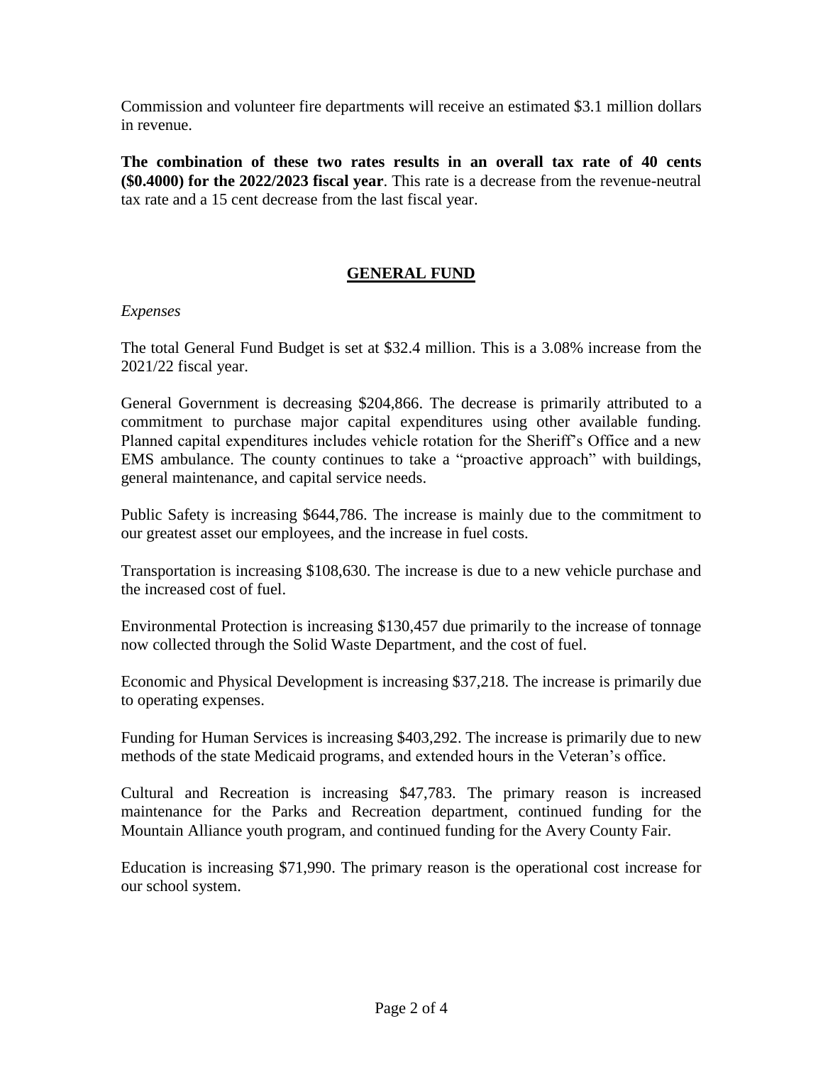Commission and volunteer fire departments will receive an estimated $3.1 million dollars in revenue.

**The combination of these two rates results in an overall tax rate of 40 cents ($0.4000) for the 2022/2023 fiscal year**. This rate is a decrease from the revenue-neutral tax rate and a 15 cent decrease from the last fiscal year.

## GENERAL FUND

*Expenses*

The total General Fund Budget is set at $32.4 million. This is a 3.08% increase from the 2021/22 fiscal year.

General Government is decreasing $204,866. The decrease is primarily attributed to a commitment to purchase major capital expenditures using other available funding. Planned capital expenditures includes vehicle rotation for the Sheriff's Office and a new EMS ambulance. The county continues to take a "proactive approach" with buildings, general maintenance, and capital service needs.

Public Safety is increasing $644,786. The increase is mainly due to the commitment to our greatest asset our employees, and the increase in fuel costs.

Transportation is increasing $108,630. The increase is due to a new vehicle purchase and the increased cost of fuel.

Environmental Protection is increasing $130,457 due primarily to the increase of tonnage now collected through the Solid Waste Department, and the cost of fuel.

Economic and Physical Development is increasing $37,218. The increase is primarily due to operating expenses.

Funding for Human Services is increasing $403,292. The increase is primarily due to new methods of the state Medicaid programs, and extended hours in the Veteran's office.

Cultural and Recreation is increasing $47,783. The primary reason is increased maintenance for the Parks and Recreation department, continued funding for the Mountain Alliance youth program, and continued funding for the Avery County Fair.

Education is increasing $71,990. The primary reason is the operational cost increase for our school system.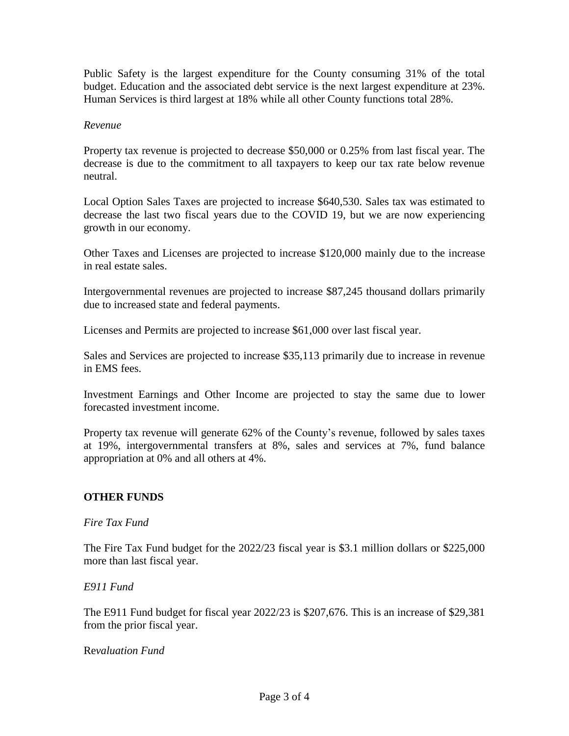Public Safety is the largest expenditure for the County consuming 31% of the total budget. Education and the associated debt service is the next largest expenditure at 23%. Human Services is third largest at 18% while all other County functions total 28%.

*Revenue*

Property tax revenue is projected to decrease $50,000 or 0.25% from last fiscal year. The decrease is due to the commitment to all taxpayers to keep our tax rate below revenue neutral.

Local Option Sales Taxes are projected to increase $640,530. Sales tax was estimated to decrease the last two fiscal years due to the COVID 19, but we are now experiencing growth in our economy.

Other Taxes and Licenses are projected to increase $120,000 mainly due to the increase in real estate sales.

Intergovernmental revenues are projected to increase $87,245 thousand dollars primarily due to increased state and federal payments.

Licenses and Permits are projected to increase $61,000 over last fiscal year.

Sales and Services are projected to increase $35,113 primarily due to increase in revenue in EMS fees.

Investment Earnings and Other Income are projected to stay the same due to lower forecasted investment income.

Property tax revenue will generate 62% of the County's revenue, followed by sales taxes at 19%, intergovernmental transfers at 8%, sales and services at 7%, fund balance appropriation at 0% and all others at 4%.

## OTHER FUNDS

*Fire Tax Fund*

The Fire Tax Fund budget for the 2022/23 fiscal year is $3.1 million dollars or $225,000 more than last fiscal year.

*E911 Fund*

The E911 Fund budget for fiscal year 2022/23 is $207,676. This is an increase of $29,381 from the prior fiscal year.

Re*valuation Fund*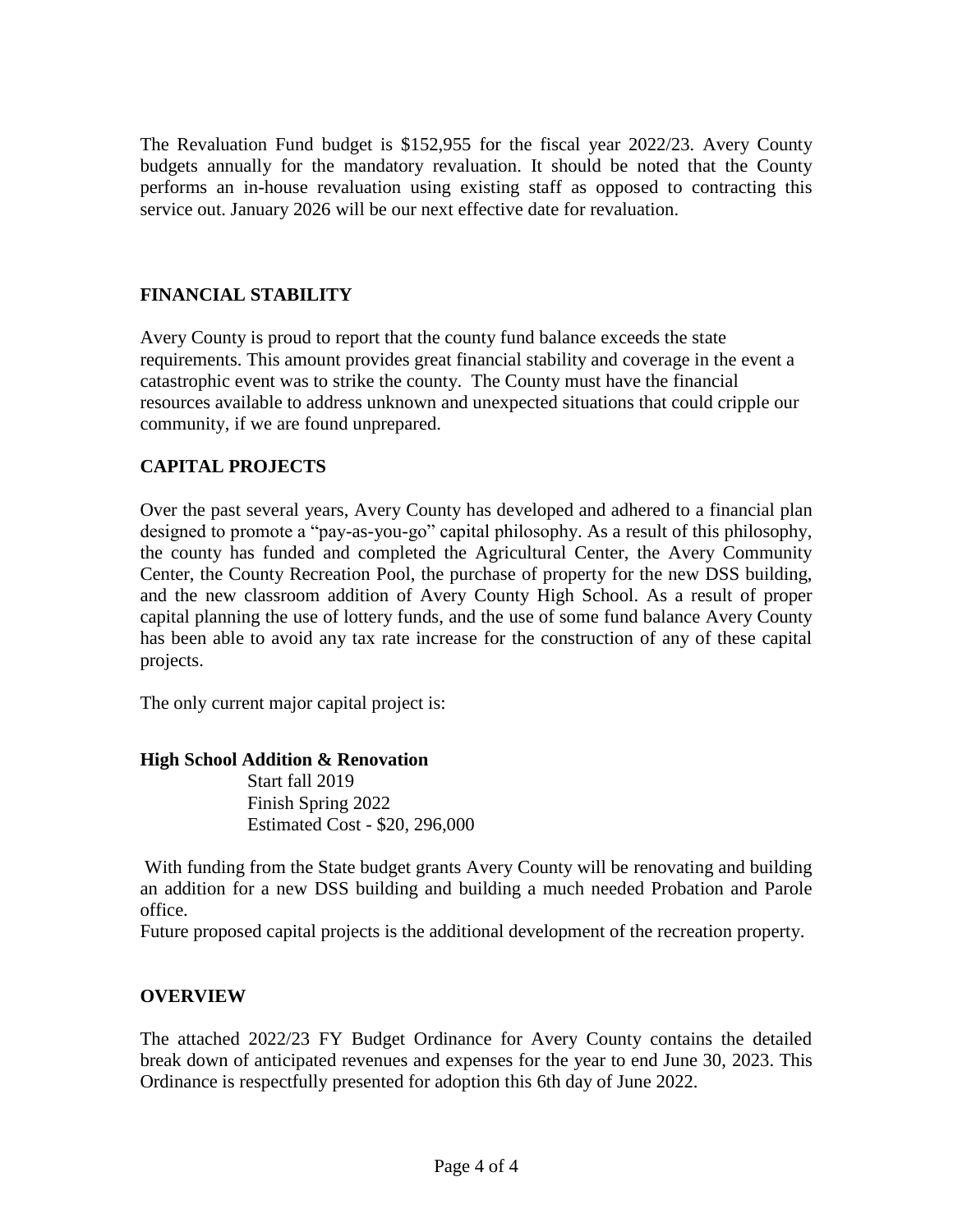The Revaluation Fund budget is $152,955 for the fiscal year 2022/23. Avery County budgets annually for the mandatory revaluation. It should be noted that the County performs an in-house revaluation using existing staff as opposed to contracting this service out. January 2026 will be our next effective date for revaluation.

## FINANCIAL STABILITY

Avery County is proud to report that the county fund balance exceeds the state requirements. This amount provides great financial stability and coverage in the event a catastrophic event was to strike the county. The County must have the financial resources available to address unknown and unexpected situations that could cripple our community, if we are found unprepared.

## CAPITAL PROJECTS

Over the past several years, Avery County has developed and adhered to a financial plan designed to promote a "pay-as-you-go" capital philosophy. As a result of this philosophy, the county has funded and completed the Agricultural Center, the Avery Community Center, the County Recreation Pool, the purchase of property for the new DSS building, and the new classroom addition of Avery County High School. As a result of proper capital planning the use of lottery funds, and the use of some fund balance Avery County has been able to avoid any tax rate increase for the construction of any of these capital projects.

The only current major capital project is:

**High School Addition & Renovation**

Start fall 2019
Finish Spring 2022
Estimated Cost - $20, 296,000

With funding from the State budget grants Avery County will be renovating and building an addition for a new DSS building and building a much needed Probation and Parole office.

Future proposed capital projects is the additional development of the recreation property.

## OVERVIEW

The attached 2022/23 FY Budget Ordinance for Avery County contains the detailed break down of anticipated revenues and expenses for the year to end June 30, 2023. This Ordinance is respectfully presented for adoption this 6th day of June 2022.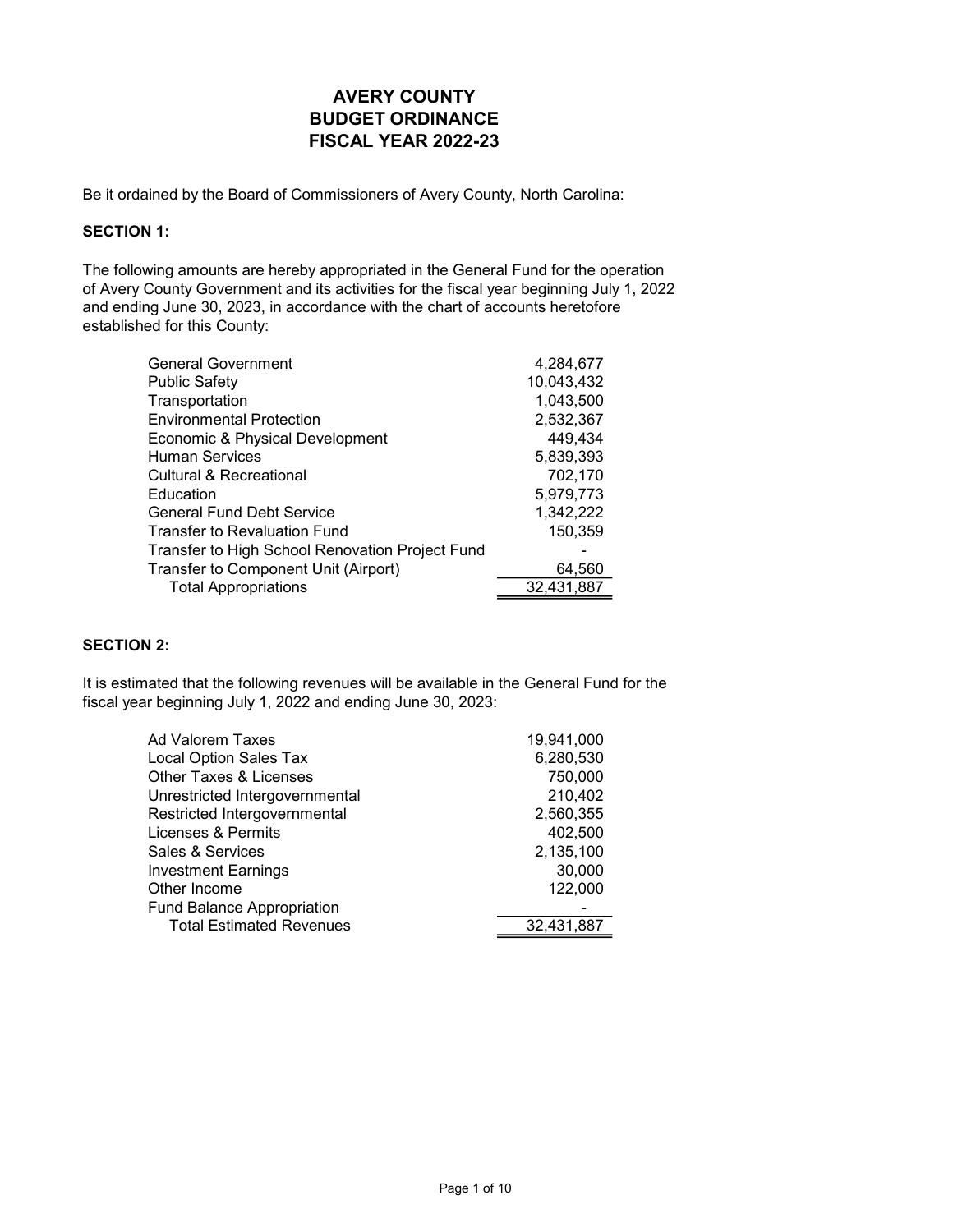# AVERY COUNTY
# BUDGET ORDINANCE
# FISCAL YEAR 2022-23

Be it ordained by the Board of Commissioners of Avery County, North Carolina:

**SECTION 1:**

The following amounts are hereby appropriated in the General Fund for the operation of Avery County Government and its activities for the fiscal year beginning July 1, 2022 and ending June 30, 2023, in accordance with the chart of accounts heretofore established for this County:

| | |
|---|---:|
| General Government | 4,284,677 |
| Public Safety | 10,043,432 |
| Transportation | 1,043,500 |
| Environmental Protection | 2,532,367 |
| Economic & Physical Development | 449,434 |
| Human Services | 5,839,393 |
| Cultural & Recreational | 702,170 |
| Education | 5,979,773 |
| General Fund Debt Service | 1,342,222 |
| Transfer to Revaluation Fund | 150,359 |
| Transfer to High School Renovation Project Fund | - |
| Transfer to Component Unit (Airport) | 64,560 |
| Total Appropriations | 32,431,887 |

**SECTION 2:**

It is estimated that the following revenues will be available in the General Fund for the fiscal year beginning July 1, 2022 and ending June 30, 2023:

| | |
|---|---:|
| Ad Valorem Taxes | 19,941,000 |
| Local Option Sales Tax | 6,280,530 |
| Other Taxes & Licenses | 750,000 |
| Unrestricted Intergovernmental | 210,402 |
| Restricted Intergovernmental | 2,560,355 |
| Licenses & Permits | 402,500 |
| Sales & Services | 2,135,100 |
| Investment Earnings | 30,000 |
| Other Income | 122,000 |
| Fund Balance Appropriation | - |
| Total Estimated Revenues | 32,431,887 |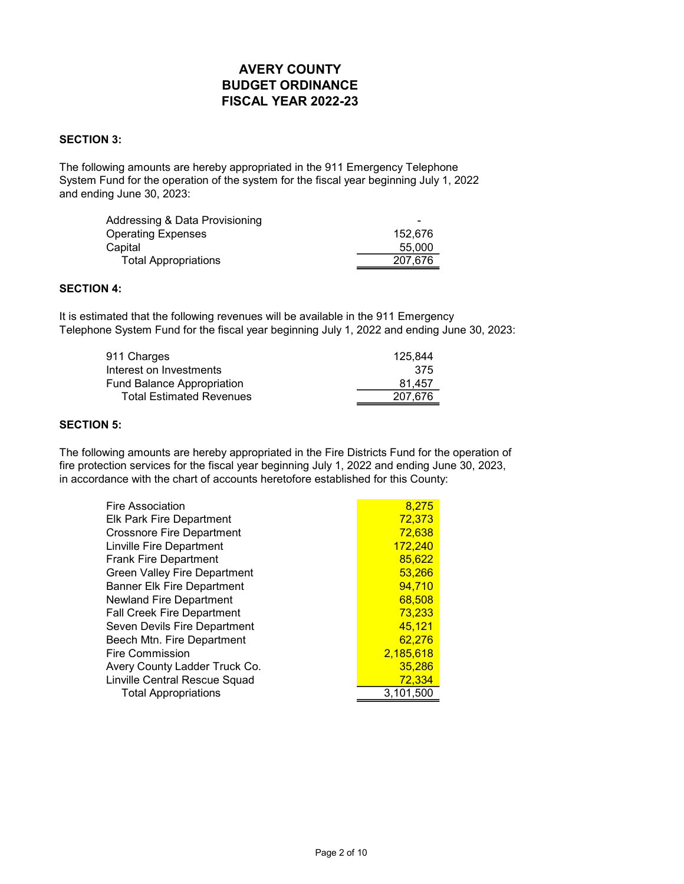# AVERY COUNTY
# BUDGET ORDINANCE
# FISCAL YEAR 2022-23

**SECTION 3:**

The following amounts are hereby appropriated in the 911 Emergency Telephone System Fund for the operation of the system for the fiscal year beginning July 1, 2022 and ending June 30, 2023:

| | |
|---|---|
| Addressing & Data Provisioning | - |
| Operating Expenses | 152,676 |
| Capital | 55,000 |
| Total Appropriations | 207,676 |

**SECTION 4:**

It is estimated that the following revenues will be available in the 911 Emergency Telephone System Fund for the fiscal year beginning July 1, 2022 and ending June 30, 2023:

| | |
|---|---|
| 911 Charges | 125,844 |
| Interest on Investments | 375 |
| Fund Balance Appropriation | 81,457 |
| Total Estimated Revenues | 207,676 |

**SECTION 5:**

The following amounts are hereby appropriated in the Fire Districts Fund for the operation of fire protection services for the fiscal year beginning July 1, 2022 and ending June 30, 2023, in accordance with the chart of accounts heretofore established for this County:

| | |
|---|---|
| Fire Association | 8,275 |
| Elk Park Fire Department | 72,373 |
| Crossnore Fire Department | 72,638 |
| Linville Fire Department | 172,240 |
| Frank Fire Department | 85,622 |
| Green Valley Fire Department | 53,266 |
| Banner Elk Fire Department | 94,710 |
| Newland Fire Department | 68,508 |
| Fall Creek Fire Department | 73,233 |
| Seven Devils Fire Department | 45,121 |
| Beech Mtn. Fire Department | 62,276 |
| Fire Commission | 2,185,618 |
| Avery County Ladder Truck Co. | 35,286 |
| Linville Central Rescue Squad | 72,334 |
| Total Appropriations | 3,101,500 |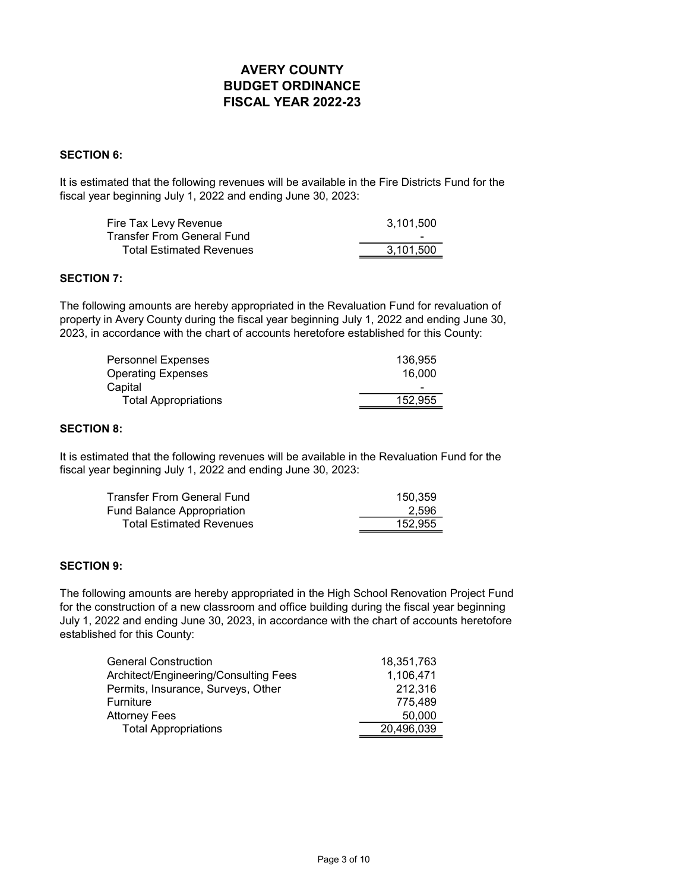# AVERY COUNTY
# BUDGET ORDINANCE
# FISCAL YEAR 2022-23

**SECTION 6:**

It is estimated that the following revenues will be available in the Fire Districts Fund for the fiscal year beginning July 1, 2022 and ending June 30, 2023:

| | |
|---|---|
| Fire Tax Levy Revenue | 3,101,500 |
| Transfer From General Fund | - |
| Total Estimated Revenues | 3,101,500 |

**SECTION 7:**

The following amounts are hereby appropriated in the Revaluation Fund for revaluation of property in Avery County during the fiscal year beginning July 1, 2022 and ending June 30, 2023, in accordance with the chart of accounts heretofore established for this County:

| | |
|---|---|
| Personnel Expenses | 136,955 |
| Operating Expenses | 16,000 |
| Capital | - |
| Total Appropriations | 152,955 |

**SECTION 8:**

It is estimated that the following revenues will be available in the Revaluation Fund for the fiscal year beginning July 1, 2022 and ending June 30, 2023:

| | |
|---|---|
| Transfer From General Fund | 150,359 |
| Fund Balance Appropriation | 2,596 |
| Total Estimated Revenues | 152,955 |

**SECTION 9:**

The following amounts are hereby appropriated in the High School Renovation Project Fund for the construction of a new classroom and office building during the fiscal year beginning July 1, 2022 and ending June 30, 2023, in accordance with the chart of accounts heretofore established for this County:

| | |
|---|---|
| General Construction | 18,351,763 |
| Architect/Engineering/Consulting Fees | 1,106,471 |
| Permits, Insurance, Surveys, Other | 212,316 |
| Furniture | 775,489 |
| Attorney Fees | 50,000 |
| Total Appropriations | 20,496,039 |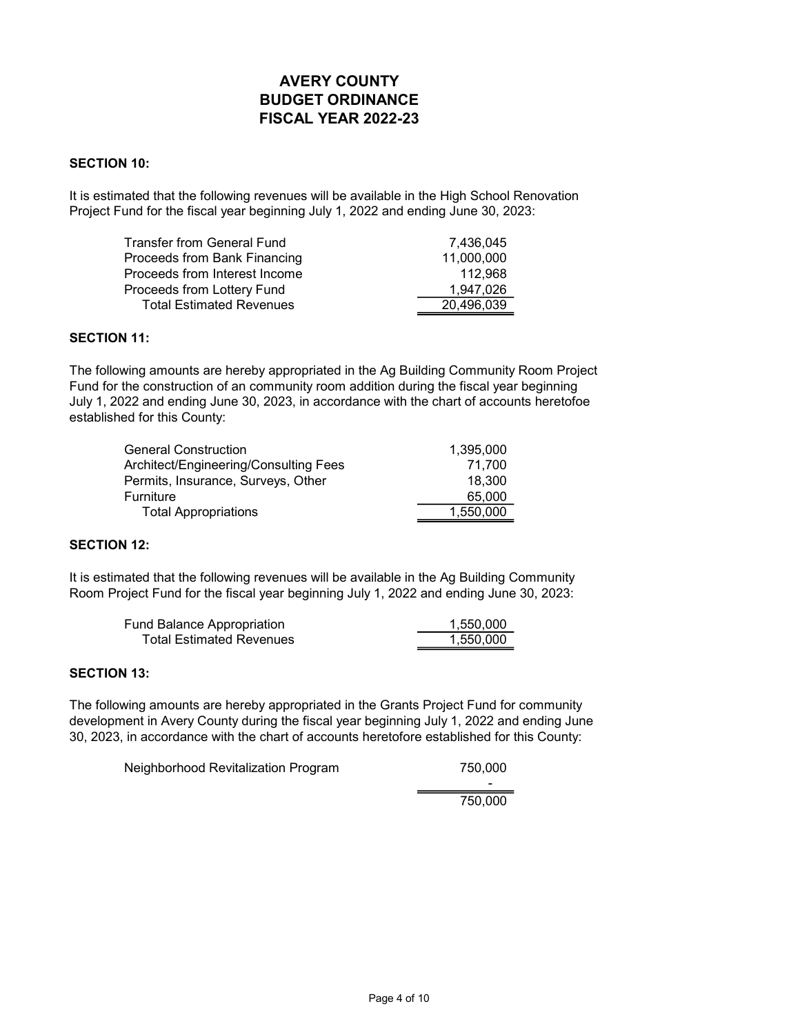# AVERY COUNTY
# BUDGET ORDINANCE
# FISCAL YEAR 2022-23

**SECTION 10:**

It is estimated that the following revenues will be available in the High School Renovation Project Fund for the fiscal year beginning July 1, 2022 and ending June 30, 2023:

| | |
|---|---:|
| Transfer from General Fund | 7,436,045 |
| Proceeds from Bank Financing | 11,000,000 |
| Proceeds from Interest Income | 112,968 |
| Proceeds from Lottery Fund | 1,947,026 |
| Total Estimated Revenues | 20,496,039 |

**SECTION 11:**

The following amounts are hereby appropriated in the Ag Building Community Room Project Fund for the construction of an community room addition during the fiscal year beginning July 1, 2022 and ending June 30, 2023, in accordance with the chart of accounts heretofoe established for this County:

| | |
|---|---:|
| General Construction | 1,395,000 |
| Architect/Engineering/Consulting Fees | 71,700 |
| Permits, Insurance, Surveys, Other | 18,300 |
| Furniture | 65,000 |
| Total Appropriations | 1,550,000 |

**SECTION 12:**

It is estimated that the following revenues will be available in the Ag Building Community Room Project Fund for the fiscal year beginning July 1, 2022 and ending June 30, 2023:

| | |
|---|---:|
| Fund Balance Appropriation | 1,550,000 |
| Total Estimated Revenues | 1,550,000 |

**SECTION 13:**

The following amounts are hereby appropriated in the Grants Project Fund for community development in Avery County during the fiscal year beginning July 1, 2022 and ending June 30, 2023, in accordance with the chart of accounts heretofore established for this County:

| | |
|---|---:|
| Neighborhood Revitalization Program | 750,000 |
| | - |
| | 750,000 |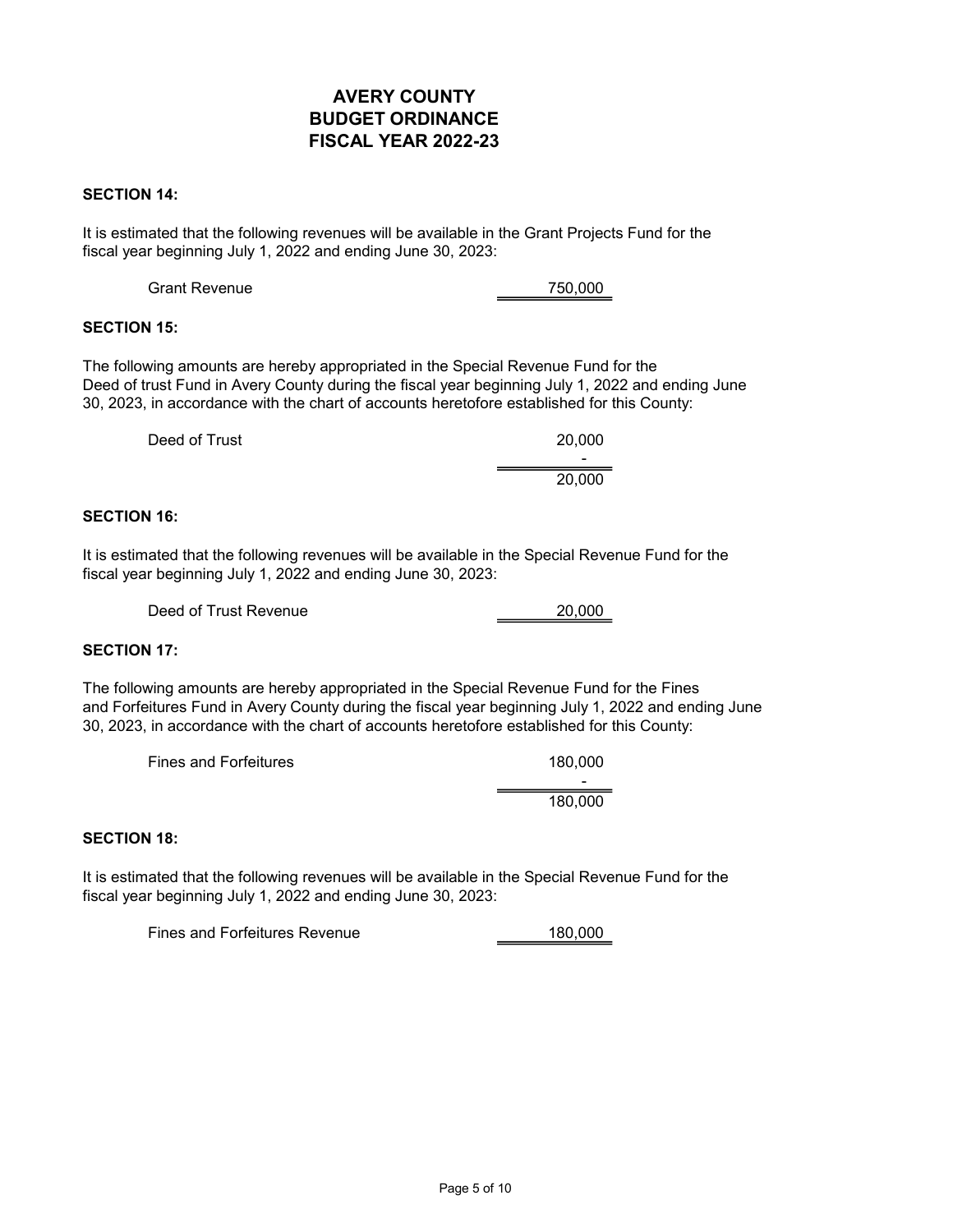# AVERY COUNTY
# BUDGET ORDINANCE
# FISCAL YEAR 2022-23

**SECTION 14:**

It is estimated that the following revenues will be available in the Grant Projects Fund for the fiscal year beginning July 1, 2022 and ending June 30, 2023:

| | |
|---|---:|
| Grant Revenue | 750,000 |

**SECTION 15:**

The following amounts are hereby appropriated in the Special Revenue Fund for the Deed of trust Fund in Avery County during the fiscal year beginning July 1, 2022 and ending June 30, 2023, in accordance with the chart of accounts heretofore established for this County:

| | |
|---|---:|
| Deed of Trust | 20,000 |
| | - |
| | 20,000 |

**SECTION 16:**

It is estimated that the following revenues will be available in the Special Revenue Fund for the fiscal year beginning July 1, 2022 and ending June 30, 2023:

| | |
|---|---:|
| Deed of Trust Revenue | 20,000 |

**SECTION 17:**

The following amounts are hereby appropriated in the Special Revenue Fund for the Fines and Forfeitures Fund in Avery County during the fiscal year beginning July 1, 2022 and ending June 30, 2023, in accordance with the chart of accounts heretofore established for this County:

| | |
|---|---:|
| Fines and Forfeitures | 180,000 |
| | - |
| | 180,000 |

**SECTION 18:**

It is estimated that the following revenues will be available in the Special Revenue Fund for the fiscal year beginning July 1, 2022 and ending June 30, 2023:

| | |
|---|---:|
| Fines and Forfeitures Revenue | 180,000 |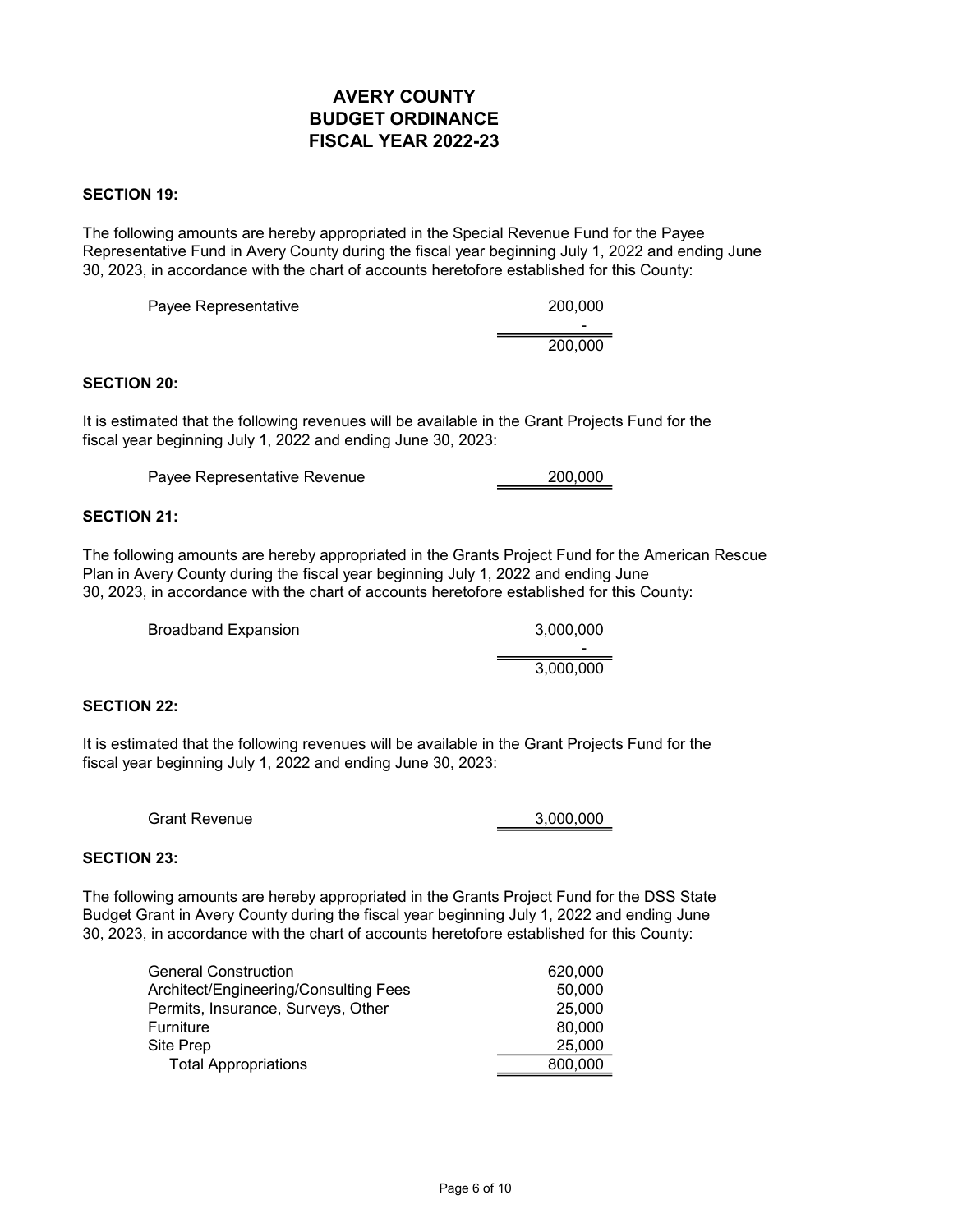# AVERY COUNTY
# BUDGET ORDINANCE
# FISCAL YEAR 2022-23

**SECTION 19:**

The following amounts are hereby appropriated in the Special Revenue Fund for the Payee Representative Fund in Avery County during the fiscal year beginning July 1, 2022 and ending June 30, 2023, in accordance with the chart of accounts heretofore established for this County:

| | |
|---|---:|
| Payee Representative | 200,000 |
| | - |
| | 200,000 |

**SECTION 20:**

It is estimated that the following revenues will be available in the Grant Projects Fund for the fiscal year beginning July 1, 2022 and ending June 30, 2023:

| | |
|---|---:|
| Payee Representative Revenue | 200,000 |

**SECTION 21:**

The following amounts are hereby appropriated in the Grants Project Fund for the American Rescue Plan in Avery County during the fiscal year beginning July 1, 2022 and ending June 30, 2023, in accordance with the chart of accounts heretofore established for this County:

| | |
|---|---:|
| Broadband Expansion | 3,000,000 |
| | - |
| | 3,000,000 |

**SECTION 22:**

It is estimated that the following revenues will be available in the Grant Projects Fund for the fiscal year beginning July 1, 2022 and ending June 30, 2023:

| | |
|---|---:|
| Grant Revenue | 3,000,000 |

**SECTION 23:**

The following amounts are hereby appropriated in the Grants Project Fund for the DSS State Budget Grant in Avery County during the fiscal year beginning July 1, 2022 and ending June 30, 2023, in accordance with the chart of accounts heretofore established for this County:

| | |
|---|---:|
| General Construction | 620,000 |
| Architect/Engineering/Consulting Fees | 50,000 |
| Permits, Insurance, Surveys, Other | 25,000 |
| Furniture | 80,000 |
| Site Prep | 25,000 |
| Total Appropriations | 800,000 |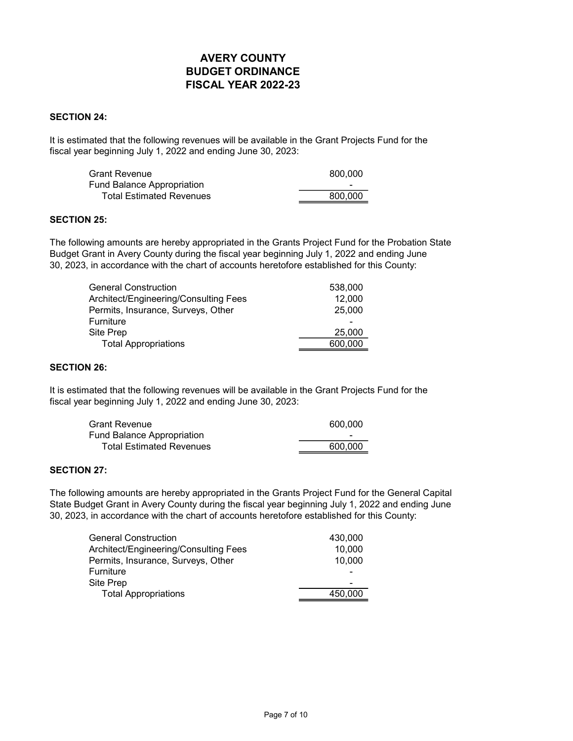# AVERY COUNTY
# BUDGET ORDINANCE
# FISCAL YEAR 2022-23

**SECTION 24:**

It is estimated that the following revenues will be available in the Grant Projects Fund for the fiscal year beginning July 1, 2022 and ending June 30, 2023:

| | |
|---|---:|
| Grant Revenue | 800,000 |
| Fund Balance Appropriation | - |
| Total Estimated Revenues | 800,000 |

**SECTION 25:**

The following amounts are hereby appropriated in the Grants Project Fund for the Probation State Budget Grant in Avery County during the fiscal year beginning July 1, 2022 and ending June 30, 2023, in accordance with the chart of accounts heretofore established for this County:

| | |
|---|---:|
| General Construction | 538,000 |
| Architect/Engineering/Consulting Fees | 12,000 |
| Permits, Insurance, Surveys, Other | 25,000 |
| Furniture | - |
| Site Prep | 25,000 |
| Total Appropriations | 600,000 |

**SECTION 26:**

It is estimated that the following revenues will be available in the Grant Projects Fund for the fiscal year beginning July 1, 2022 and ending June 30, 2023:

| | |
|---|---:|
| Grant Revenue | 600,000 |
| Fund Balance Appropriation | - |
| Total Estimated Revenues | 600,000 |

**SECTION 27:**

The following amounts are hereby appropriated in the Grants Project Fund for the General Capital State Budget Grant in Avery County during the fiscal year beginning July 1, 2022 and ending June 30, 2023, in accordance with the chart of accounts heretofore established for this County:

| | |
|---|---:|
| General Construction | 430,000 |
| Architect/Engineering/Consulting Fees | 10,000 |
| Permits, Insurance, Surveys, Other | 10,000 |
| Furniture | - |
| Site Prep | - |
| Total Appropriations | 450,000 |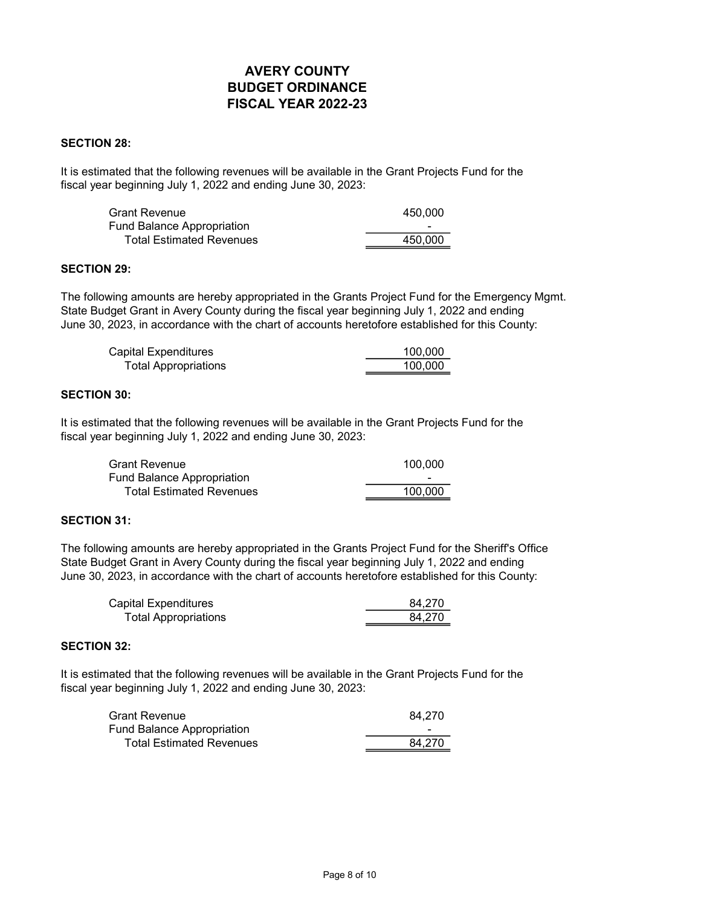# AVERY COUNTY
# BUDGET ORDINANCE
# FISCAL YEAR 2022-23

**SECTION 28:**

It is estimated that the following revenues will be available in the Grant Projects Fund for the fiscal year beginning July 1, 2022 and ending June 30, 2023:

| | |
|---|---:|
| Grant Revenue | 450,000 |
| Fund Balance Appropriation | - |
| Total Estimated Revenues | 450,000 |

**SECTION 29:**

The following amounts are hereby appropriated in the Grants Project Fund for the Emergency Mgmt. State Budget Grant in Avery County during the fiscal year beginning July 1, 2022 and ending June 30, 2023, in accordance with the chart of accounts heretofore established for this County:

| | |
|---|---:|
| Capital Expenditures | 100,000 |
| Total Appropriations | 100,000 |

**SECTION 30:**

It is estimated that the following revenues will be available in the Grant Projects Fund for the fiscal year beginning July 1, 2022 and ending June 30, 2023:

| | |
|---|---:|
| Grant Revenue | 100,000 |
| Fund Balance Appropriation | - |
| Total Estimated Revenues | 100,000 |

**SECTION 31:**

The following amounts are hereby appropriated in the Grants Project Fund for the Sheriff's Office State Budget Grant in Avery County during the fiscal year beginning July 1, 2022 and ending June 30, 2023, in accordance with the chart of accounts heretofore established for this County:

| | |
|---|---:|
| Capital Expenditures | 84,270 |
| Total Appropriations | 84,270 |

**SECTION 32:**

It is estimated that the following revenues will be available in the Grant Projects Fund for the fiscal year beginning July 1, 2022 and ending June 30, 2023:

| | |
|---|---:|
| Grant Revenue | 84,270 |
| Fund Balance Appropriation | - |
| Total Estimated Revenues | 84,270 |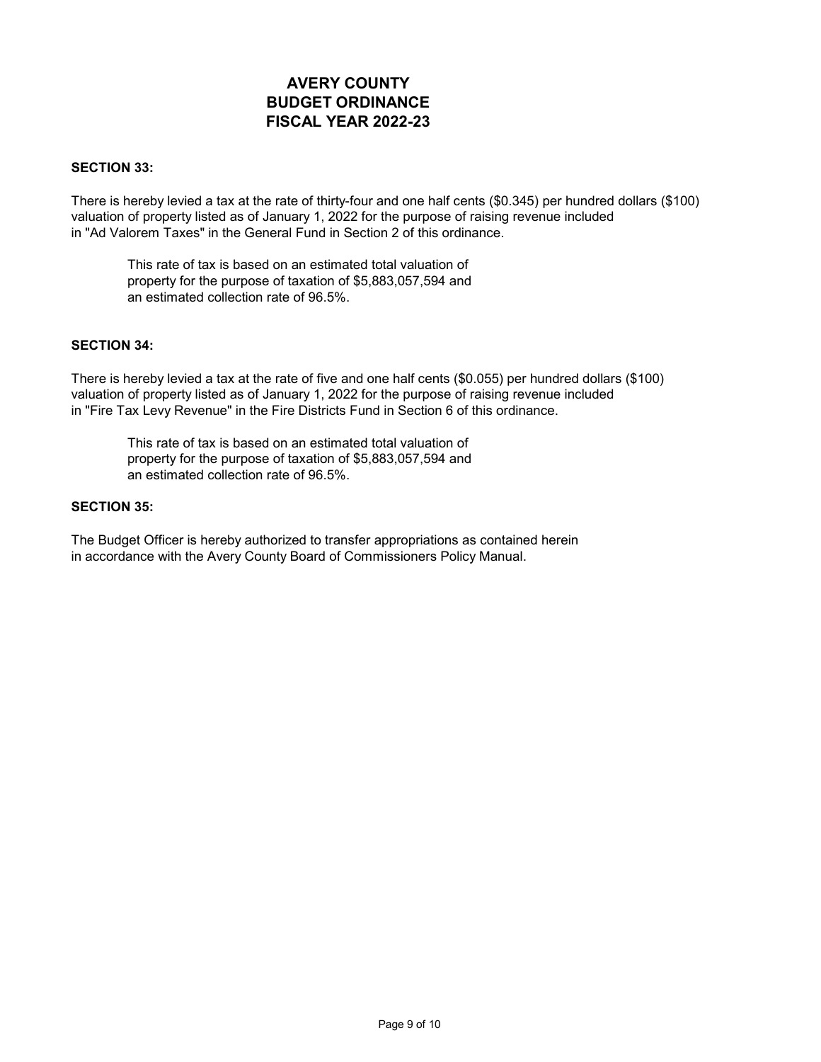# AVERY COUNTY
# BUDGET ORDINANCE
# FISCAL YEAR 2022-23

**SECTION 33:**

There is hereby levied a tax at the rate of thirty-four and one half cents ($0.345) per hundred dollars ($100) valuation of property listed as of January 1, 2022 for the purpose of raising revenue included in "Ad Valorem Taxes" in the General Fund in Section 2 of this ordinance.

> This rate of tax is based on an estimated total valuation of property for the purpose of taxation of $5,883,057,594 and an estimated collection rate of 96.5%.

**SECTION 34:**

There is hereby levied a tax at the rate of five and one half cents ($0.055) per hundred dollars ($100) valuation of property listed as of January 1, 2022 for the purpose of raising revenue included in "Fire Tax Levy Revenue" in the Fire Districts Fund in Section 6 of this ordinance.

> This rate of tax is based on an estimated total valuation of property for the purpose of taxation of $5,883,057,594 and an estimated collection rate of 96.5%.

**SECTION 35:**

The Budget Officer is hereby authorized to transfer appropriations as contained herein in accordance with the Avery County Board of Commissioners Policy Manual.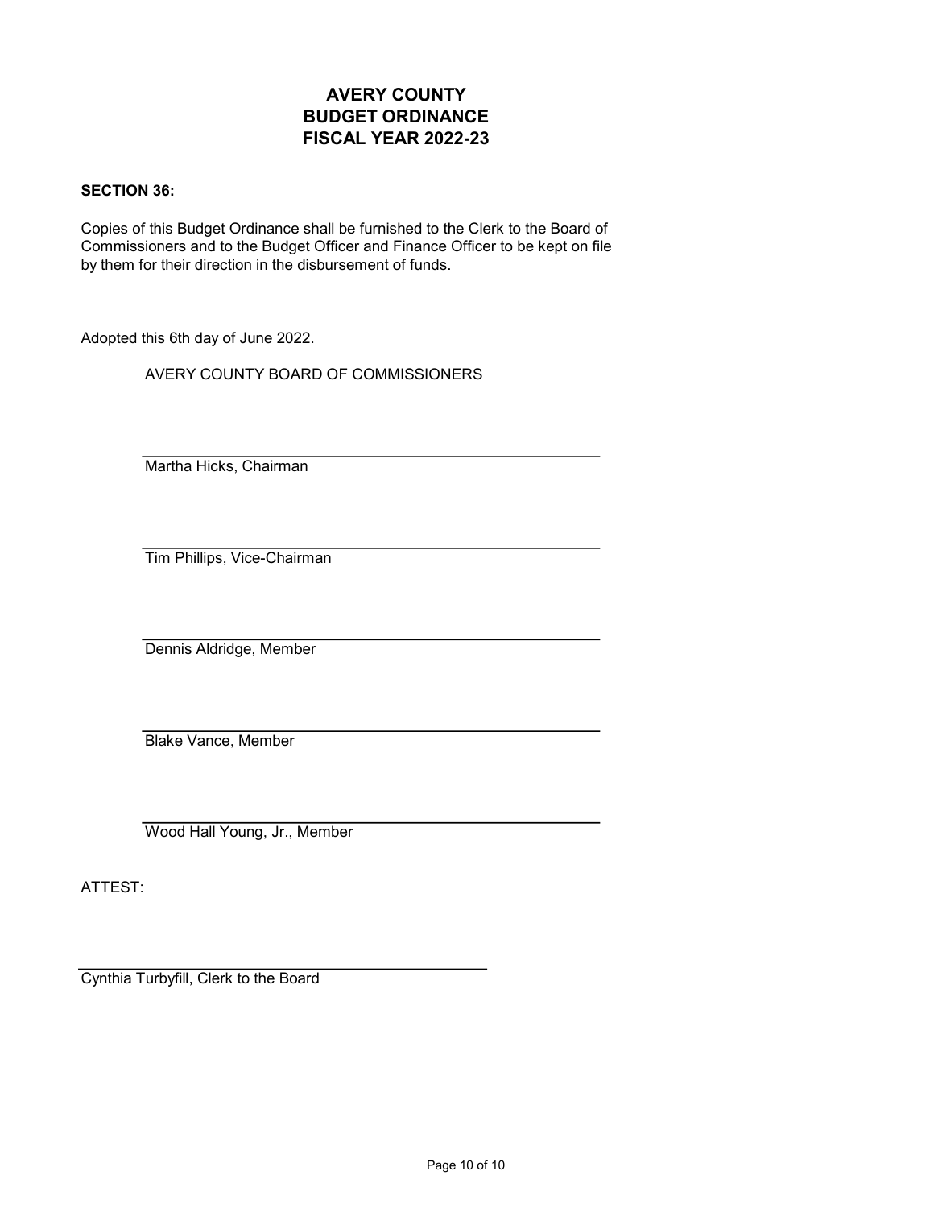# AVERY COUNTY
# BUDGET ORDINANCE
# FISCAL YEAR 2022-23

**SECTION 36:**

Copies of this Budget Ordinance shall be furnished to the Clerk to the Board of Commissioners and to the Budget Officer and Finance Officer to be kept on file by them for their direction in the disbursement of funds.

Adopted this 6th day of June 2022.

AVERY COUNTY BOARD OF COMMISSIONERS

\_\_\_\_\_\_\_\_\_\_\_\_\_\_\_\_\_\_\_\_\_\_\_\_\_\_\_\_\_\_\_\_\_\_\_\_\_\_\_\_
Martha Hicks, Chairman

\_\_\_\_\_\_\_\_\_\_\_\_\_\_\_\_\_\_\_\_\_\_\_\_\_\_\_\_\_\_\_\_\_\_\_\_\_\_\_\_
Tim Phillips, Vice-Chairman

\_\_\_\_\_\_\_\_\_\_\_\_\_\_\_\_\_\_\_\_\_\_\_\_\_\_\_\_\_\_\_\_\_\_\_\_\_\_\_\_
Dennis Aldridge, Member

\_\_\_\_\_\_\_\_\_\_\_\_\_\_\_\_\_\_\_\_\_\_\_\_\_\_\_\_\_\_\_\_\_\_\_\_\_\_\_\_
Blake Vance, Member

\_\_\_\_\_\_\_\_\_\_\_\_\_\_\_\_\_\_\_\_\_\_\_\_\_\_\_\_\_\_\_\_\_\_\_\_\_\_\_\_
Wood Hall Young, Jr., Member

ATTEST:

\_\_\_\_\_\_\_\_\_\_\_\_\_\_\_\_\_\_\_\_\_\_\_\_\_\_\_\_\_\_\_\_\_\_\_\_\_\_\_\_
Cynthia Turbyfill, Clerk to the Board